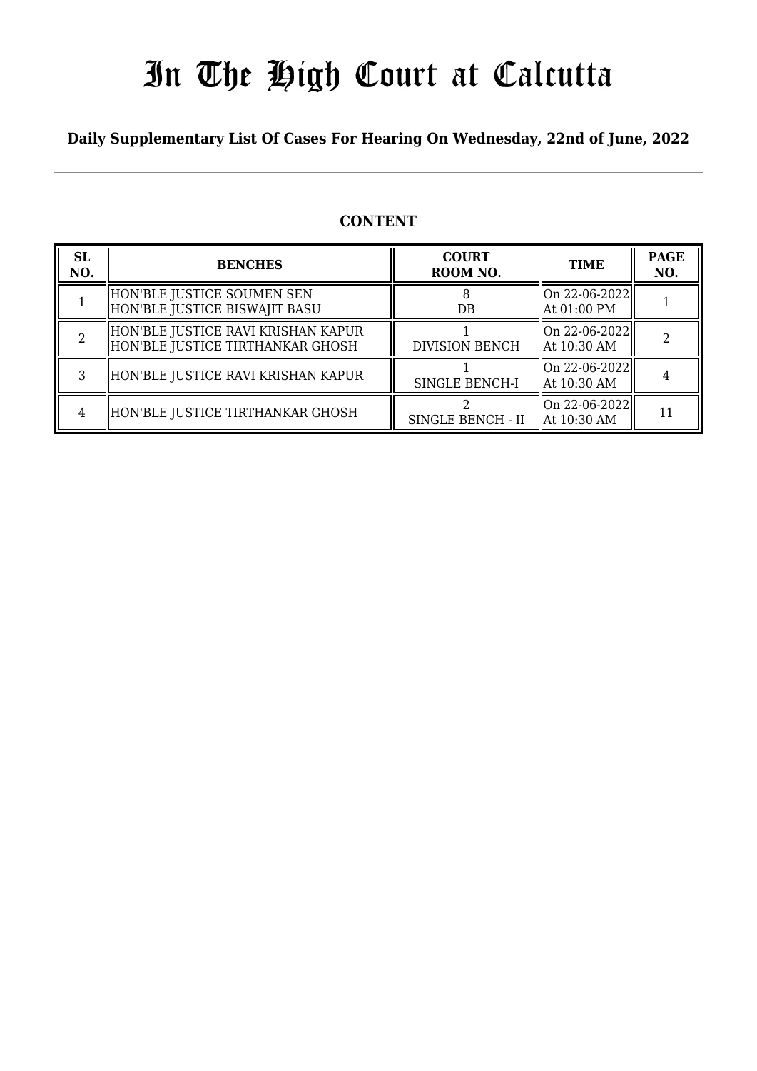# In The High Court at Calcutta

**Daily Supplementary List Of Cases For Hearing On Wednesday, 22nd of June, 2022**

## CONTENT

| SL NO. | BENCHES | COURT ROOM NO. | TIME | PAGE NO. |
|---|---|---|---|---|
| 1 | HON'BLE JUSTICE SOUMEN SEN<br>HON'BLE JUSTICE BISWAJIT BASU | 8<br>DB | On 22-06-2022<br>At 01:00 PM | 1 |
| 2 | HON'BLE JUSTICE RAVI KRISHAN KAPUR<br>HON'BLE JUSTICE TIRTHANKAR GHOSH | 1<br>DIVISION BENCH | On 22-06-2022<br>At 10:30 AM | 2 |
| 3 | HON'BLE JUSTICE RAVI KRISHAN KAPUR | 1<br>SINGLE BENCH-I | On 22-06-2022<br>At 10:30 AM | 4 |
| 4 | HON'BLE JUSTICE TIRTHANKAR GHOSH | 2<br>SINGLE BENCH - II | On 22-06-2022<br>At 10:30 AM | 11 |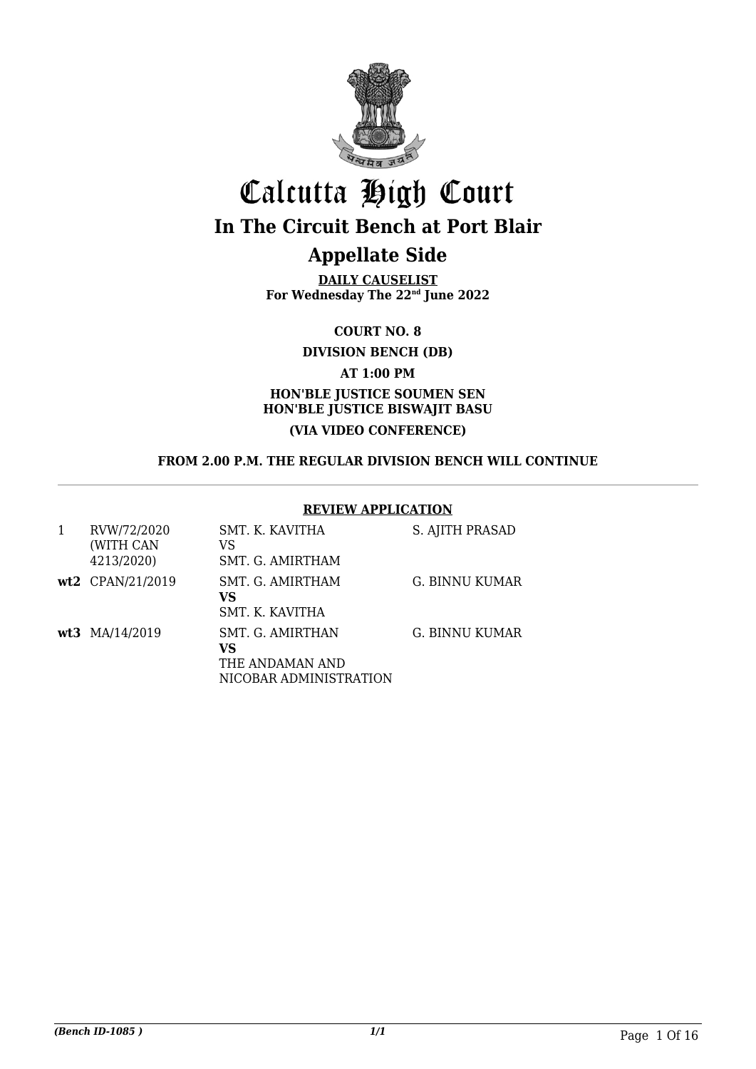# Calcutta High Court

## In The Circuit Bench at Port Blair

## Appellate Side

**DAILY CAUSELIST**
**For Wednesday The 22nd June 2022**

**COURT NO. 8**

**DIVISION BENCH (DB)**

**AT 1:00 PM**

**HON'BLE JUSTICE SOUMEN SEN**
**HON'BLE JUSTICE BISWAJIT BASU**

**(VIA VIDEO CONFERENCE)**

**FROM 2.00 P.M. THE REGULAR DIVISION BENCH WILL CONTINUE**

**REVIEW APPLICATION**

| | | | |
|---|---|---|---|
| 1 | RVW/72/2020 (WITH CAN 4213/2020) | SMT. K. KAVITHA VS SMT. G. AMIRTHAM | S. AJITH PRASAD |
| **wt2** | CPAN/21/2019 | SMT. G. AMIRTHAM **VS** SMT. K. KAVITHA | G. BINNU KUMAR |
| **wt3** | MA/14/2019 | SMT. G. AMIRTHAN **VS** THE ANDAMAN AND NICOBAR ADMINISTRATION | G. BINNU KUMAR |

*(Bench ID-1085 )*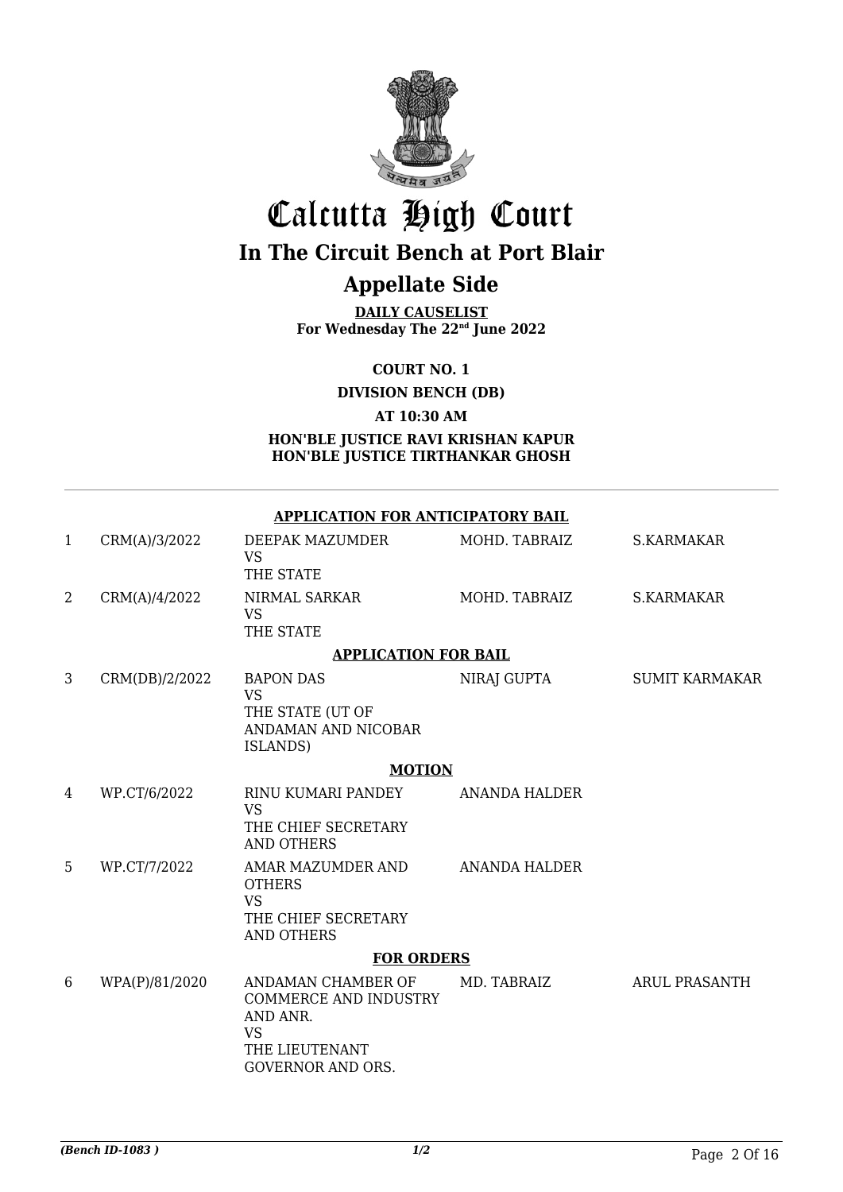# Calcutta High Court

## In The Circuit Bench at Port Blair

## Appellate Side

**DAILY CAUSELIST**
**For Wednesday The 22nd June 2022**

**COURT NO. 1**

**DIVISION BENCH (DB)**

**AT 10:30 AM**

**HON'BLE JUSTICE RAVI KRISHAN KAPUR**
**HON'BLE JUSTICE TIRTHANKAR GHOSH**

---

**APPLICATION FOR ANTICIPATORY BAIL**

| | | | | |
|---|---|---|---|---|
| 1 | CRM(A)/3/2022 | DEEPAK MAZUMDER VS THE STATE | MOHD. TABRAIZ | S.KARMAKAR |
| 2 | CRM(A)/4/2022 | NIRMAL SARKAR VS THE STATE | MOHD. TABRAIZ | S.KARMAKAR |

**APPLICATION FOR BAIL**

| | | | | |
|---|---|---|---|---|
| 3 | CRM(DB)/2/2022 | BAPON DAS VS THE STATE (UT OF ANDAMAN AND NICOBAR ISLANDS) | NIRAJ GUPTA | SUMIT KARMAKAR |

**MOTION**

| | | | | |
|---|---|---|---|---|
| 4 | WP.CT/6/2022 | RINU KUMARI PANDEY VS THE CHIEF SECRETARY AND OTHERS | ANANDA HALDER | |
| 5 | WP.CT/7/2022 | AMAR MAZUMDER AND OTHERS VS THE CHIEF SECRETARY AND OTHERS | ANANDA HALDER | |

**FOR ORDERS**

| | | | | |
|---|---|---|---|---|
| 6 | WPA(P)/81/2020 | ANDAMAN CHAMBER OF COMMERCE AND INDUSTRY AND ANR. VS THE LIEUTENANT GOVERNOR AND ORS. | MD. TABRAIZ | ARUL PRASANTH |

*(Bench ID-1083 )* 1/2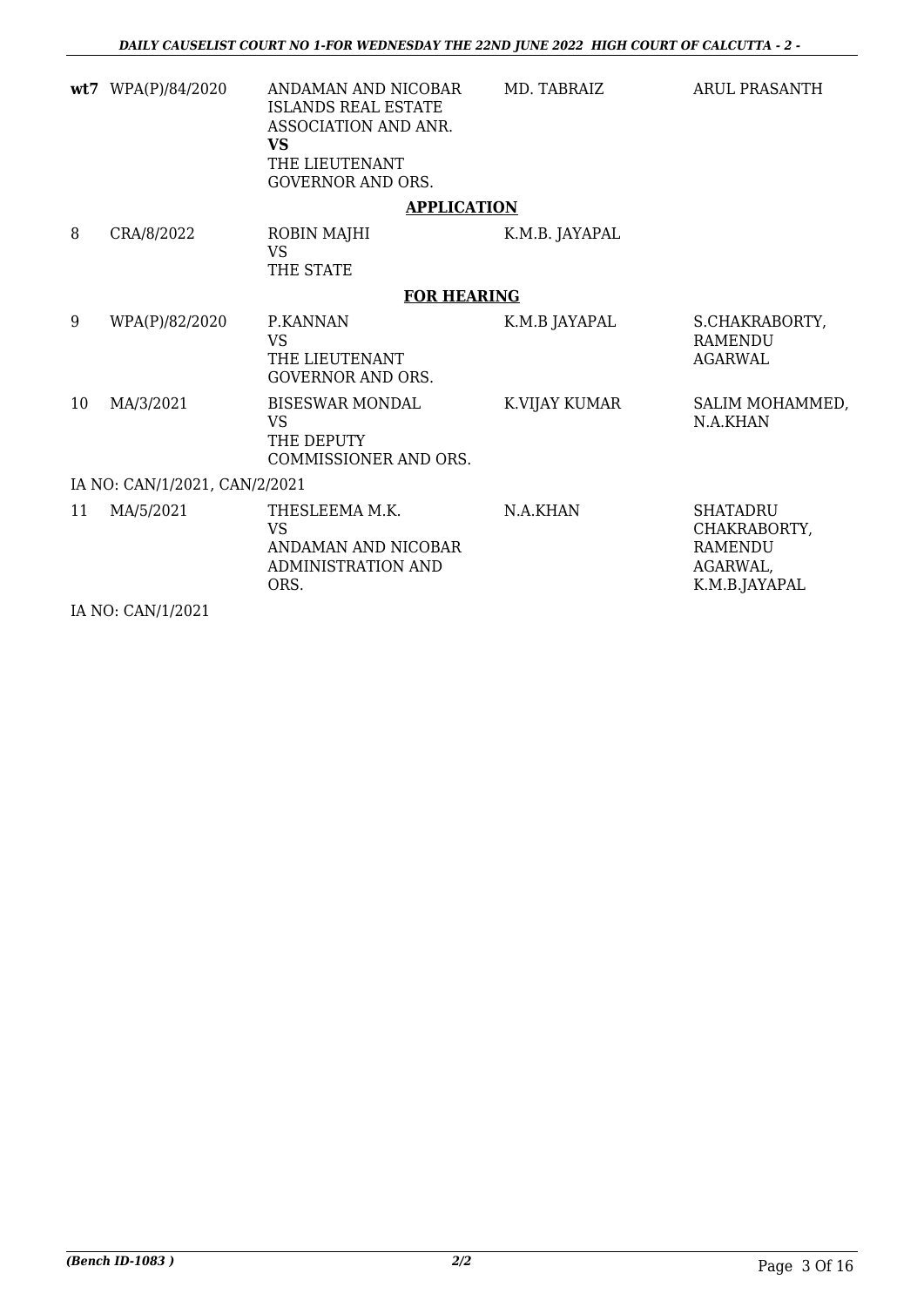| | | | | |
|---|---|---|---|---|
| **wt7** | WPA(P)/84/2020 | ANDAMAN AND NICOBAR ISLANDS REAL ESTATE ASSOCIATION AND ANR. **VS** THE LIEUTENANT GOVERNOR AND ORS. | MD. TABRAIZ | ARUL PRASANTH |

**APPLICATION**

| | | | | |
|---|---|---|---|---|
| 8 | CRA/8/2022 | ROBIN MAJHI VS THE STATE | K.M.B. JAYAPAL | |

**FOR HEARING**

| | | | | |
|---|---|---|---|---|
| 9 | WPA(P)/82/2020 | P.KANNAN VS THE LIEUTENANT GOVERNOR AND ORS. | K.M.B JAYAPAL | S.CHAKRABORTY, RAMENDU AGARWAL |
| 10 | MA/3/2021 | BISESWAR MONDAL VS THE DEPUTY COMMISSIONER AND ORS. | K.VIJAY KUMAR | SALIM MOHAMMED, N.A.KHAN |

IA NO: CAN/1/2021, CAN/2/2021

| | | | | |
|---|---|---|---|---|
| 11 | MA/5/2021 | THESLEEMA M.K. VS ANDAMAN AND NICOBAR ADMINISTRATION AND ORS. | N.A.KHAN | SHATADRU CHAKRABORTY, RAMENDU AGARWAL, K.M.B.JAYAPAL |

IA NO: CAN/1/2021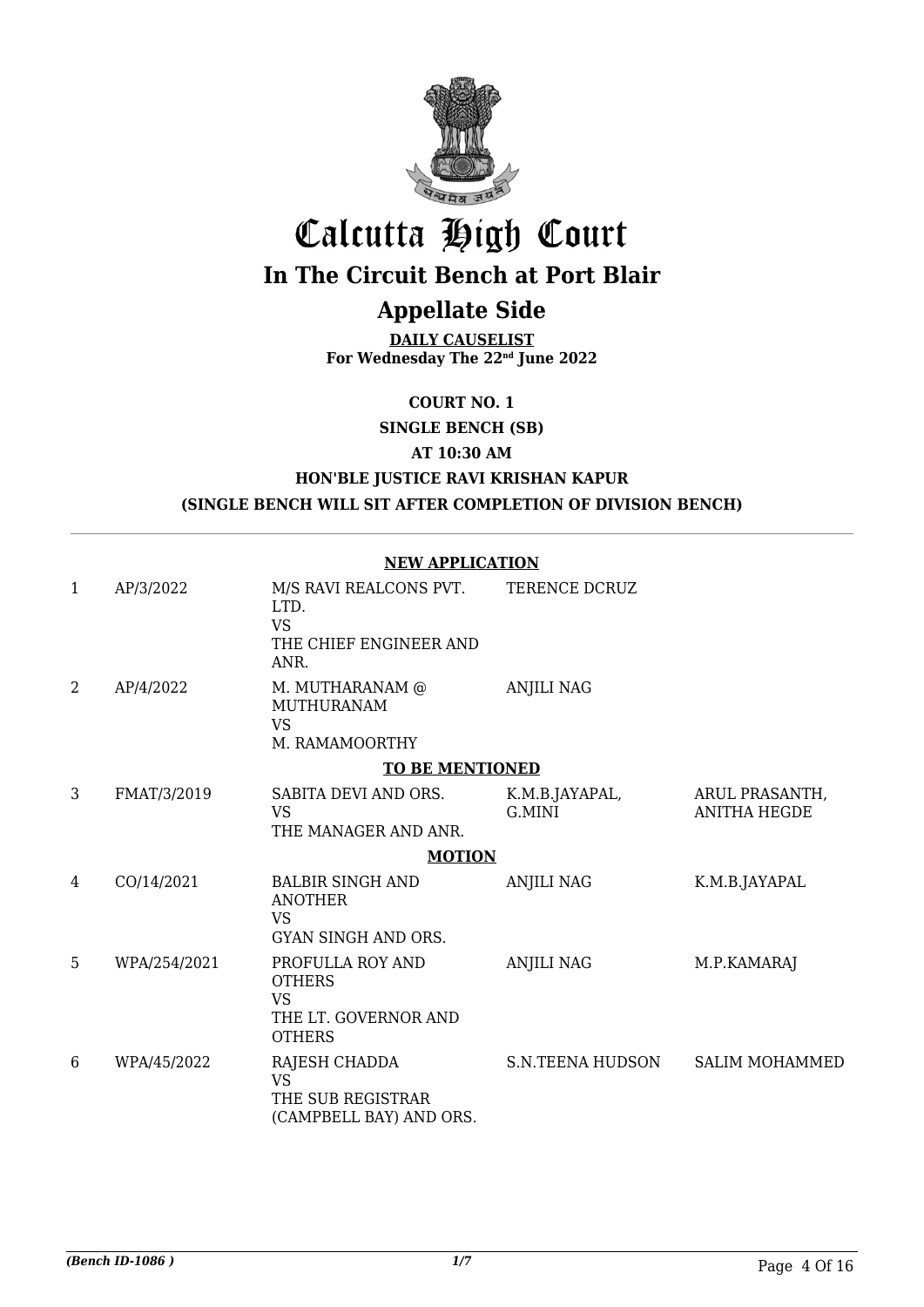# Calcutta High Court

## In The Circuit Bench at Port Blair

## Appellate Side

**DAILY CAUSELIST**
**For Wednesday The 22nd June 2022**

**COURT NO. 1**

**SINGLE BENCH (SB)**

**AT 10:30 AM**

**HON'BLE JUSTICE RAVI KRISHAN KAPUR**

**(SINGLE BENCH WILL SIT AFTER COMPLETION OF DIVISION BENCH)**

| | | | | |
|---|---|---|---|---|
| | | **NEW APPLICATION** | | |
| 1 | AP/3/2022 | M/S RAVI REALCONS PVT. LTD. VS THE CHIEF ENGINEER AND ANR. | TERENCE DCRUZ | |
| 2 | AP/4/2022 | M. MUTHARANAM @ MUTHURANAM VS M. RAMAMOORTHY | ANJILI NAG | |
| | | **TO BE MENTIONED** | | |
| 3 | FMAT/3/2019 | SABITA DEVI AND ORS. VS THE MANAGER AND ANR. | K.M.B.JAYAPAL, G.MINI | ARUL PRASANTH, ANITHA HEGDE |
| | | **MOTION** | | |
| 4 | CO/14/2021 | BALBIR SINGH AND ANOTHER VS GYAN SINGH AND ORS. | ANJILI NAG | K.M.B.JAYAPAL |
| 5 | WPA/254/2021 | PROFULLA ROY AND OTHERS VS THE LT. GOVERNOR AND OTHERS | ANJILI NAG | M.P.KAMARAJ |
| 6 | WPA/45/2022 | RAJESH CHADDA VS THE SUB REGISTRAR (CAMPBELL BAY) AND ORS. | S.N.TEENA HUDSON | SALIM MOHAMMED |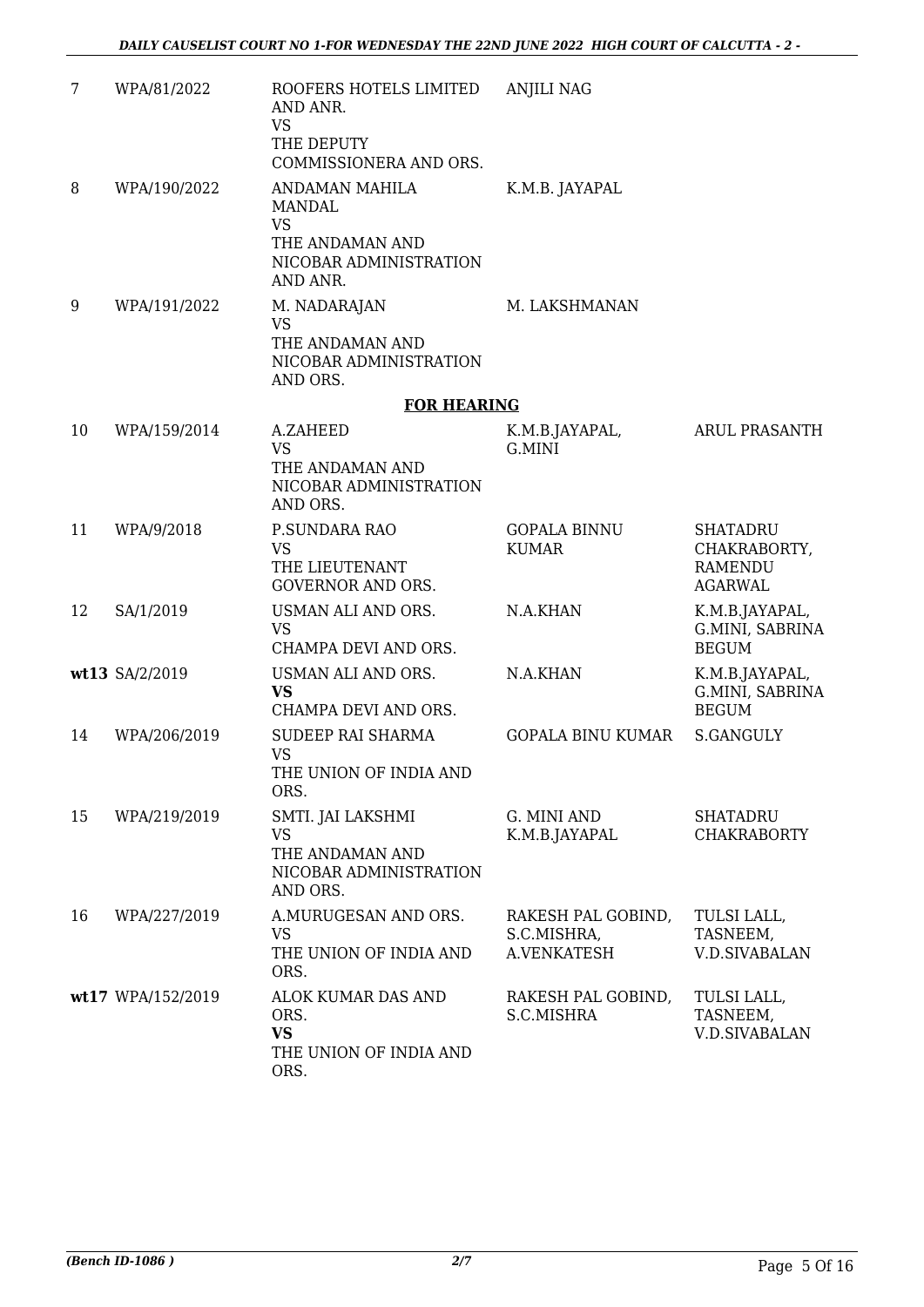| 7 | WPA/81/2022 | ROOFERS HOTELS LIMITED AND ANR. VS THE DEPUTY COMMISSIONERA AND ORS. | ANJILI NAG | |
|---|---|---|---|---|
| 8 | WPA/190/2022 | ANDAMAN MAHILA MANDAL VS THE ANDAMAN AND NICOBAR ADMINISTRATION AND ANR. | K.M.B. JAYAPAL | |
| 9 | WPA/191/2022 | M. NADARAJAN VS THE ANDAMAN AND NICOBAR ADMINISTRATION AND ORS. | M. LAKSHMANAN | |

**FOR HEARING**

| 10 | WPA/159/2014 | A.ZAHEED VS THE ANDAMAN AND NICOBAR ADMINISTRATION AND ORS. | K.M.B.JAYAPAL, G.MINI | ARUL PRASANTH |
|---|---|---|---|---|
| 11 | WPA/9/2018 | P.SUNDARA RAO VS THE LIEUTENANT GOVERNOR AND ORS. | GOPALA BINNU KUMAR | SHATADRU CHAKRABORTY, RAMENDU AGARWAL |
| 12 | SA/1/2019 | USMAN ALI AND ORS. VS CHAMPA DEVI AND ORS. | N.A.KHAN | K.M.B.JAYAPAL, G.MINI, SABRINA BEGUM |
| **wt13** | SA/2/2019 | USMAN ALI AND ORS. **VS** CHAMPA DEVI AND ORS. | N.A.KHAN | K.M.B.JAYAPAL, G.MINI, SABRINA BEGUM |
| 14 | WPA/206/2019 | SUDEEP RAI SHARMA VS THE UNION OF INDIA AND ORS. | GOPALA BINU KUMAR | S.GANGULY |
| 15 | WPA/219/2019 | SMTI. JAI LAKSHMI VS THE ANDAMAN AND NICOBAR ADMINISTRATION AND ORS. | G. MINI AND K.M.B.JAYAPAL | SHATADRU CHAKRABORTY |
| 16 | WPA/227/2019 | A.MURUGESAN AND ORS. VS THE UNION OF INDIA AND ORS. | RAKESH PAL GOBIND, S.C.MISHRA, A.VENKATESH | TULSI LALL, TASNEEM, V.D.SIVABALAN |
| **wt17** | WPA/152/2019 | ALOK KUMAR DAS AND ORS. **VS** THE UNION OF INDIA AND ORS. | RAKESH PAL GOBIND, S.C.MISHRA | TULSI LALL, TASNEEM, V.D.SIVABALAN |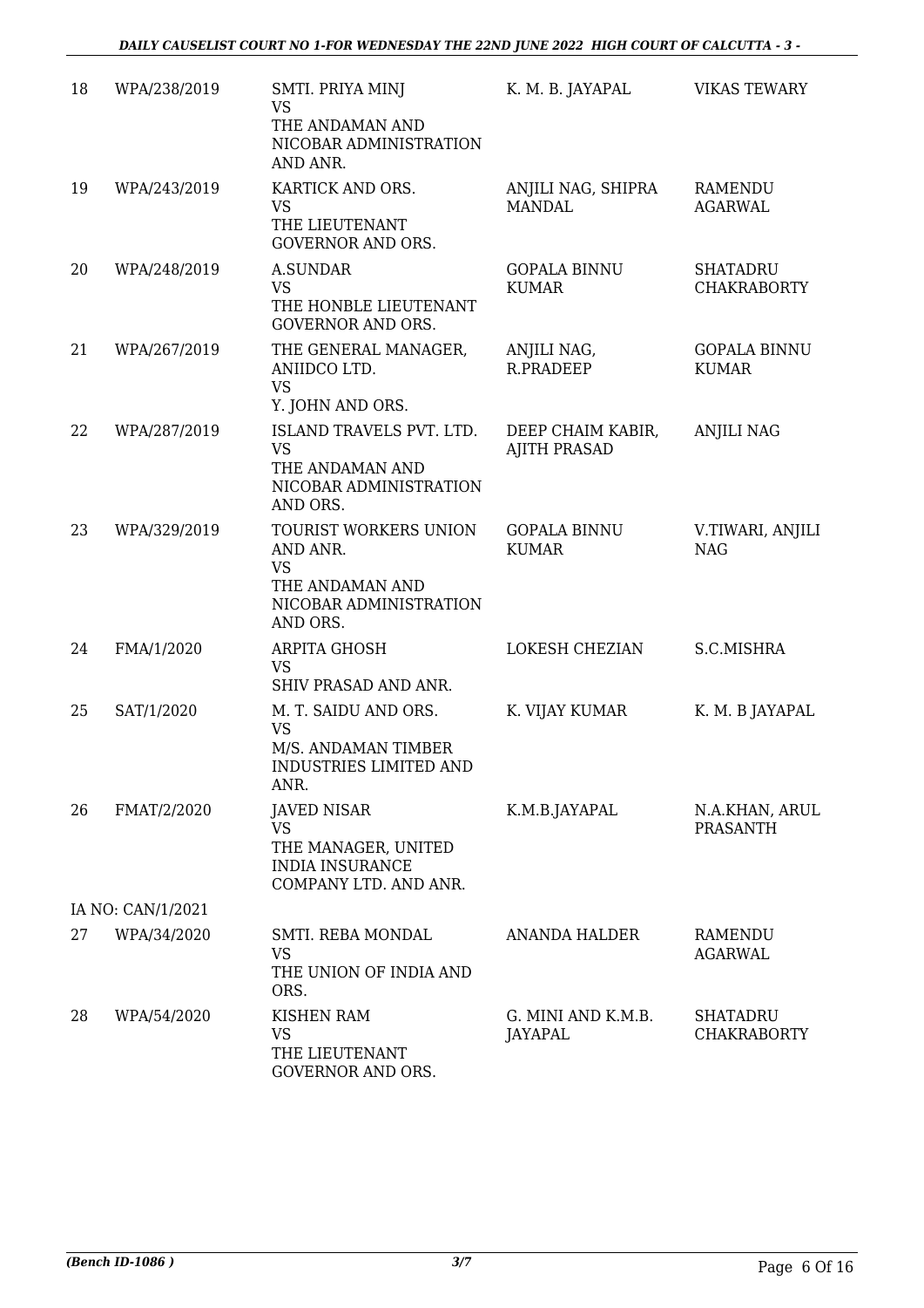| 18 | WPA/238/2019 | SMTI. PRIYA MINJ<br>VS<br>THE ANDAMAN AND NICOBAR ADMINISTRATION AND ANR. | K. M. B. JAYAPAL | VIKAS TEWARY |
|---|---|---|---|---|
| 19 | WPA/243/2019 | KARTICK AND ORS.<br>VS<br>THE LIEUTENANT GOVERNOR AND ORS. | ANJILI NAG, SHIPRA MANDAL | RAMENDU AGARWAL |
| 20 | WPA/248/2019 | A.SUNDAR<br>VS<br>THE HONBLE LIEUTENANT GOVERNOR AND ORS. | GOPALA BINNU KUMAR | SHATADRU CHAKRABORTY |
| 21 | WPA/267/2019 | THE GENERAL MANAGER, ANIIDCO LTD.<br>VS<br>Y. JOHN AND ORS. | ANJILI NAG, R.PRADEEP | GOPALA BINNU KUMAR |
| 22 | WPA/287/2019 | ISLAND TRAVELS PVT. LTD.<br>VS<br>THE ANDAMAN AND NICOBAR ADMINISTRATION AND ORS. | DEEP CHAIM KABIR, AJITH PRASAD | ANJILI NAG |
| 23 | WPA/329/2019 | TOURIST WORKERS UNION AND ANR.<br>VS<br>THE ANDAMAN AND NICOBAR ADMINISTRATION AND ORS. | GOPALA BINNU KUMAR | V.TIWARI, ANJILI NAG |
| 24 | FMA/1/2020 | ARPITA GHOSH<br>VS<br>SHIV PRASAD AND ANR. | LOKESH CHEZIAN | S.C.MISHRA |
| 25 | SAT/1/2020 | M. T. SAIDU AND ORS.<br>VS<br>M/S. ANDAMAN TIMBER INDUSTRIES LIMITED AND ANR. | K. VIJAY KUMAR | K. M. B JAYAPAL |
| 26 | FMAT/2/2020 | JAVED NISAR<br>VS<br>THE MANAGER, UNITED INDIA INSURANCE COMPANY LTD. AND ANR. | K.M.B.JAYAPAL | N.A.KHAN, ARUL PRASANTH |
| | IA NO: CAN/1/2021 | | | |
| 27 | WPA/34/2020 | SMTI. REBA MONDAL<br>VS<br>THE UNION OF INDIA AND ORS. | ANANDA HALDER | RAMENDU AGARWAL |
| 28 | WPA/54/2020 | KISHEN RAM<br>VS<br>THE LIEUTENANT GOVERNOR AND ORS. | G. MINI AND K.M.B. JAYAPAL | SHATADRU CHAKRABORTY |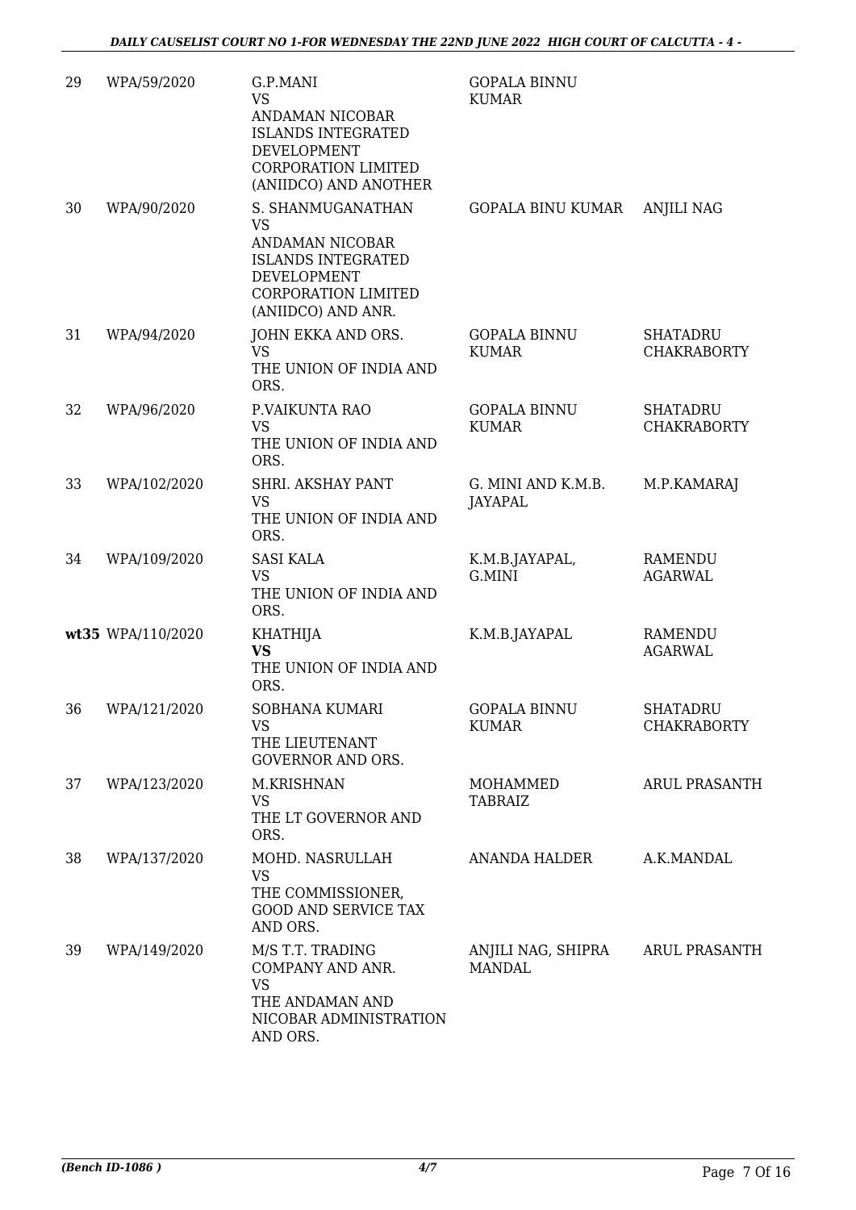| 29 | WPA/59/2020 | G.P.MANI VS ANDAMAN NICOBAR ISLANDS INTEGRATED DEVELOPMENT CORPORATION LIMITED (ANIIDCO) AND ANOTHER | GOPALA BINNU KUMAR | |
|---|---|---|---|---|
| 30 | WPA/90/2020 | S. SHANMUGANATHAN VS ANDAMAN NICOBAR ISLANDS INTEGRATED DEVELOPMENT CORPORATION LIMITED (ANIIDCO) AND ANR. | GOPALA BINU KUMAR | ANJILI NAG |
| 31 | WPA/94/2020 | JOHN EKKA AND ORS. VS THE UNION OF INDIA AND ORS. | GOPALA BINNU KUMAR | SHATADRU CHAKRABORTY |
| 32 | WPA/96/2020 | P.VAIKUNTA RAO VS THE UNION OF INDIA AND ORS. | GOPALA BINNU KUMAR | SHATADRU CHAKRABORTY |
| 33 | WPA/102/2020 | SHRI. AKSHAY PANT VS THE UNION OF INDIA AND ORS. | G. MINI AND K.M.B. JAYAPAL | M.P.KAMARAJ |
| 34 | WPA/109/2020 | SASI KALA VS THE UNION OF INDIA AND ORS. | K.M.B.JAYAPAL, G.MINI | RAMENDU AGARWAL |
| wt35 | WPA/110/2020 | KHATHIJA **VS** THE UNION OF INDIA AND ORS. | K.M.B.JAYAPAL | RAMENDU AGARWAL |
| 36 | WPA/121/2020 | SOBHANA KUMARI VS THE LIEUTENANT GOVERNOR AND ORS. | GOPALA BINNU KUMAR | SHATADRU CHAKRABORTY |
| 37 | WPA/123/2020 | M.KRISHNAN VS THE LT GOVERNOR AND ORS. | MOHAMMED TABRAIZ | ARUL PRASANTH |
| 38 | WPA/137/2020 | MOHD. NASRULLAH VS THE COMMISSIONER, GOOD AND SERVICE TAX AND ORS. | ANANDA HALDER | A.K.MANDAL |
| 39 | WPA/149/2020 | M/S T.T. TRADING COMPANY AND ANR. VS THE ANDAMAN AND NICOBAR ADMINISTRATION AND ORS. | ANJILI NAG, SHIPRA MANDAL | ARUL PRASANTH |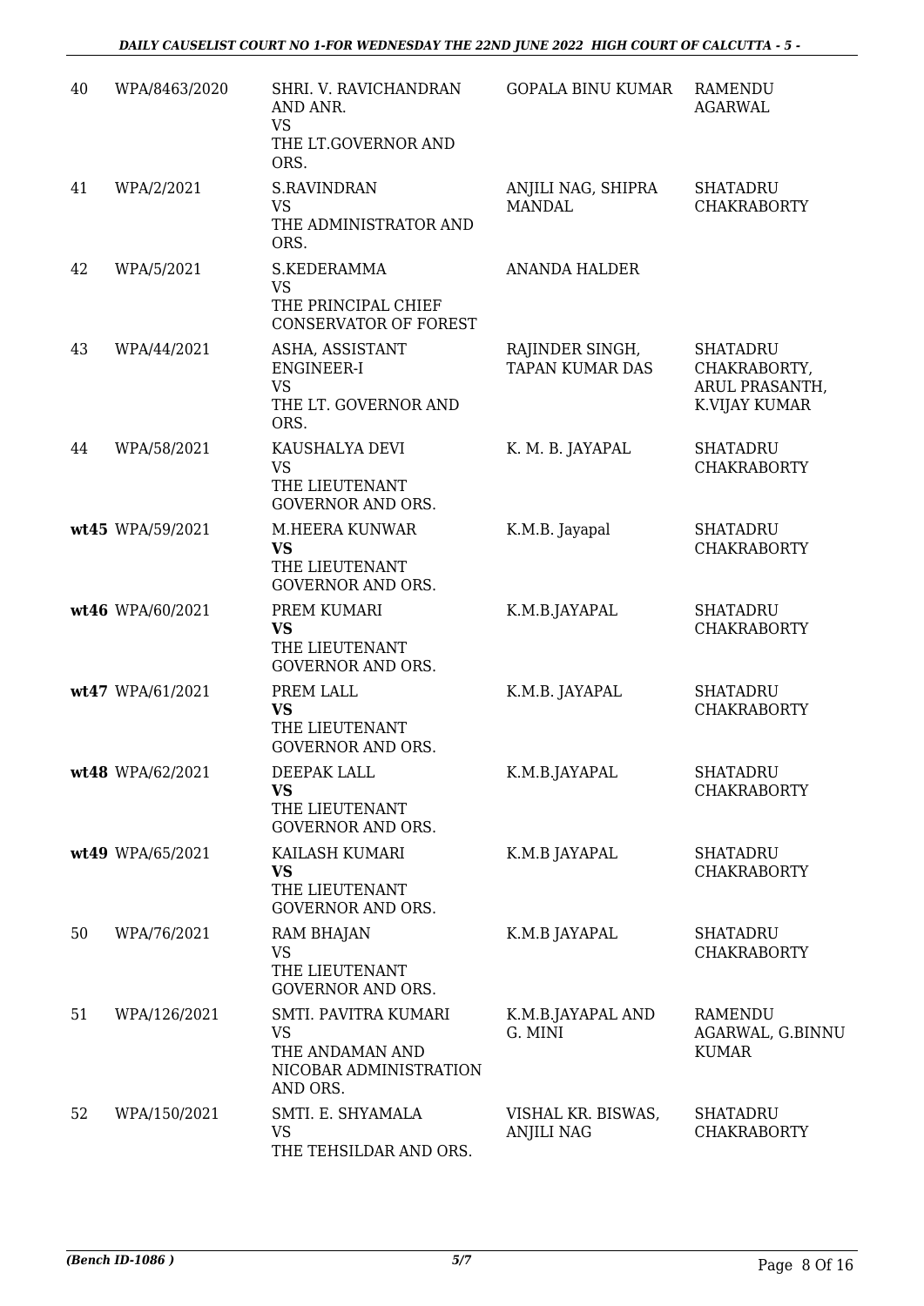| | | | | |
|---|---|---|---|---|
| 40 | WPA/8463/2020 | SHRI. V. RAVICHANDRAN AND ANR.<br>VS<br>THE LT.GOVERNOR AND ORS. | GOPALA BINU KUMAR | RAMENDU AGARWAL |
| 41 | WPA/2/2021 | S.RAVINDRAN<br>VS<br>THE ADMINISTRATOR AND ORS. | ANJILI NAG, SHIPRA MANDAL | SHATADRU CHAKRABORTY |
| 42 | WPA/5/2021 | S.KEDERAMMA<br>VS<br>THE PRINCIPAL CHIEF CONSERVATOR OF FOREST | ANANDA HALDER | |
| 43 | WPA/44/2021 | ASHA, ASSISTANT ENGINEER-I<br>VS<br>THE LT. GOVERNOR AND ORS. | RAJINDER SINGH, TAPAN KUMAR DAS | SHATADRU CHAKRABORTY, ARUL PRASANTH, K.VIJAY KUMAR |
| 44 | WPA/58/2021 | KAUSHALYA DEVI<br>VS<br>THE LIEUTENANT GOVERNOR AND ORS. | K. M. B. JAYAPAL | SHATADRU CHAKRABORTY |
| **wt45** | WPA/59/2021 | M.HEERA KUNWAR<br>**VS**<br>THE LIEUTENANT GOVERNOR AND ORS. | K.M.B. Jayapal | SHATADRU CHAKRABORTY |
| **wt46** | WPA/60/2021 | PREM KUMARI<br>**VS**<br>THE LIEUTENANT GOVERNOR AND ORS. | K.M.B.JAYAPAL | SHATADRU CHAKRABORTY |
| **wt47** | WPA/61/2021 | PREM LALL<br>**VS**<br>THE LIEUTENANT GOVERNOR AND ORS. | K.M.B. JAYAPAL | SHATADRU CHAKRABORTY |
| **wt48** | WPA/62/2021 | DEEPAK LALL<br>**VS**<br>THE LIEUTENANT GOVERNOR AND ORS. | K.M.B.JAYAPAL | SHATADRU CHAKRABORTY |
| **wt49** | WPA/65/2021 | KAILASH KUMARI<br>**VS**<br>THE LIEUTENANT GOVERNOR AND ORS. | K.M.B JAYAPAL | SHATADRU CHAKRABORTY |
| 50 | WPA/76/2021 | RAM BHAJAN<br>VS<br>THE LIEUTENANT GOVERNOR AND ORS. | K.M.B JAYAPAL | SHATADRU CHAKRABORTY |
| 51 | WPA/126/2021 | SMTI. PAVITRA KUMARI<br>VS<br>THE ANDAMAN AND NICOBAR ADMINISTRATION AND ORS. | K.M.B.JAYAPAL AND G. MINI | RAMENDU AGARWAL, G.BINNU KUMAR |
| 52 | WPA/150/2021 | SMTI. E. SHYAMALA<br>VS<br>THE TEHSILDAR AND ORS. | VISHAL KR. BISWAS, ANJILI NAG | SHATADRU CHAKRABORTY |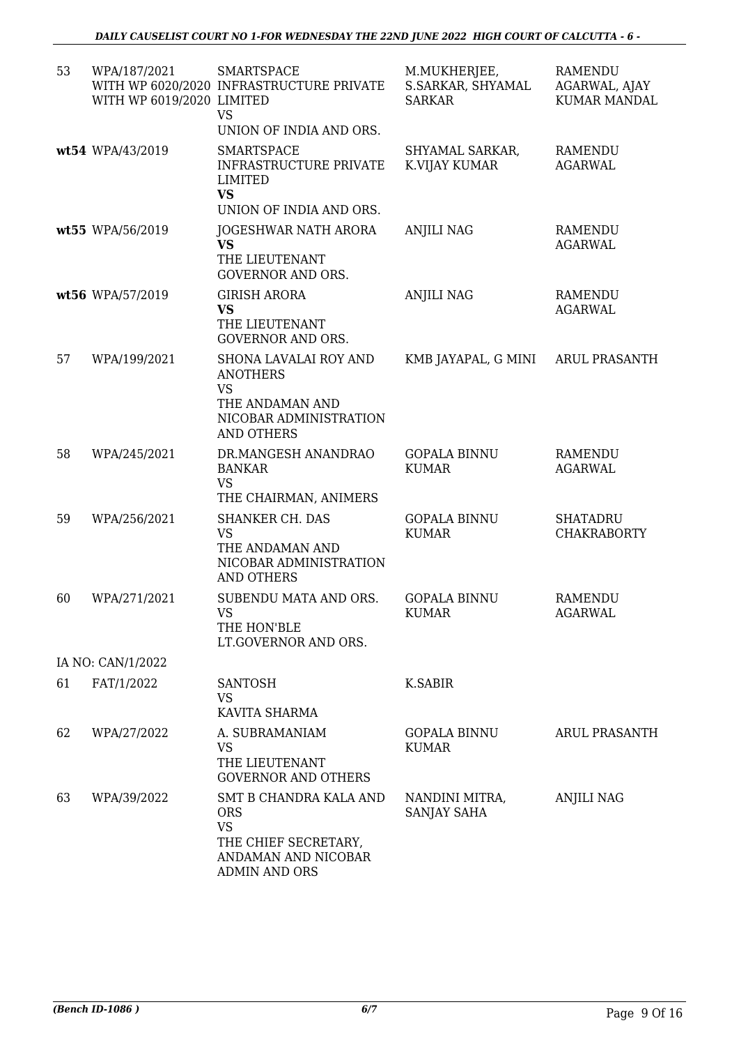| 53 | WPA/187/2021 WITH WP 6020/2020 WITH WP 6019/2020 | SMARTSPACE INFRASTRUCTURE PRIVATE LIMITED VS UNION OF INDIA AND ORS. | M.MUKHERJEE, S.SARKAR, SHYAMAL SARKAR | RAMENDU AGARWAL, AJAY KUMAR MANDAL |
|---|---|---|---|---|
| **wt54** | WPA/43/2019 | SMARTSPACE INFRASTRUCTURE PRIVATE LIMITED **VS** UNION OF INDIA AND ORS. | SHYAMAL SARKAR, K.VIJAY KUMAR | RAMENDU AGARWAL |
| **wt55** | WPA/56/2019 | JOGESHWAR NATH ARORA **VS** THE LIEUTENANT GOVERNOR AND ORS. | ANJILI NAG | RAMENDU AGARWAL |
| **wt56** | WPA/57/2019 | GIRISH ARORA **VS** THE LIEUTENANT GOVERNOR AND ORS. | ANJILI NAG | RAMENDU AGARWAL |
| 57 | WPA/199/2021 | SHONA LAVALAI ROY AND ANOTHERS VS THE ANDAMAN AND NICOBAR ADMINISTRATION AND OTHERS | KMB JAYAPAL, G MINI | ARUL PRASANTH |
| 58 | WPA/245/2021 | DR.MANGESH ANANDRAO BANKAR VS THE CHAIRMAN, ANIMERS | GOPALA BINNU KUMAR | RAMENDU AGARWAL |
| 59 | WPA/256/2021 | SHANKER CH. DAS VS THE ANDAMAN AND NICOBAR ADMINISTRATION AND OTHERS | GOPALA BINNU KUMAR | SHATADRU CHAKRABORTY |
| 60 | WPA/271/2021 | SUBENDU MATA AND ORS. VS THE HON'BLE LT.GOVERNOR AND ORS. | GOPALA BINNU KUMAR | RAMENDU AGARWAL |
| | IA NO: CAN/1/2022 | | | |
| 61 | FAT/1/2022 | SANTOSH VS KAVITA SHARMA | K.SABIR | |
| 62 | WPA/27/2022 | A. SUBRAMANIAM VS THE LIEUTENANT GOVERNOR AND OTHERS | GOPALA BINNU KUMAR | ARUL PRASANTH |
| 63 | WPA/39/2022 | SMT B CHANDRA KALA AND ORS VS THE CHIEF SECRETARY, ANDAMAN AND NICOBAR ADMIN AND ORS | NANDINI MITRA, SANJAY SAHA | ANJILI NAG |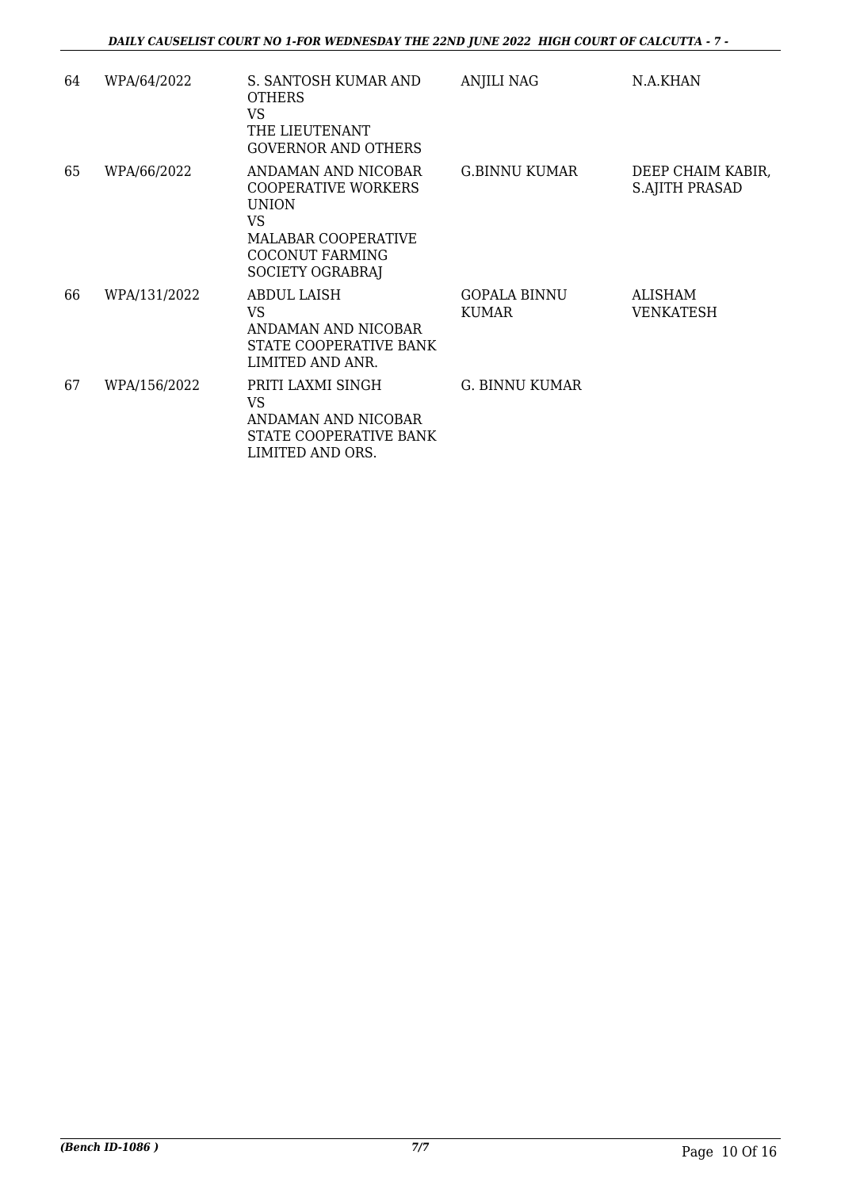| 64 | WPA/64/2022 | S. SANTOSH KUMAR AND OTHERS VS THE LIEUTENANT GOVERNOR AND OTHERS | ANJILI NAG | N.A.KHAN |
|---|---|---|---|---|
| 65 | WPA/66/2022 | ANDAMAN AND NICOBAR COOPERATIVE WORKERS UNION VS MALABAR COOPERATIVE COCONUT FARMING SOCIETY OGRABRAJ | G.BINNU KUMAR | DEEP CHAIM KABIR, S.AJITH PRASAD |
| 66 | WPA/131/2022 | ABDUL LAISH VS ANDAMAN AND NICOBAR STATE COOPERATIVE BANK LIMITED AND ANR. | GOPALA BINNU KUMAR | ALISHAM VENKATESH |
| 67 | WPA/156/2022 | PRITI LAXMI SINGH VS ANDAMAN AND NICOBAR STATE COOPERATIVE BANK LIMITED AND ORS. | G. BINNU KUMAR | |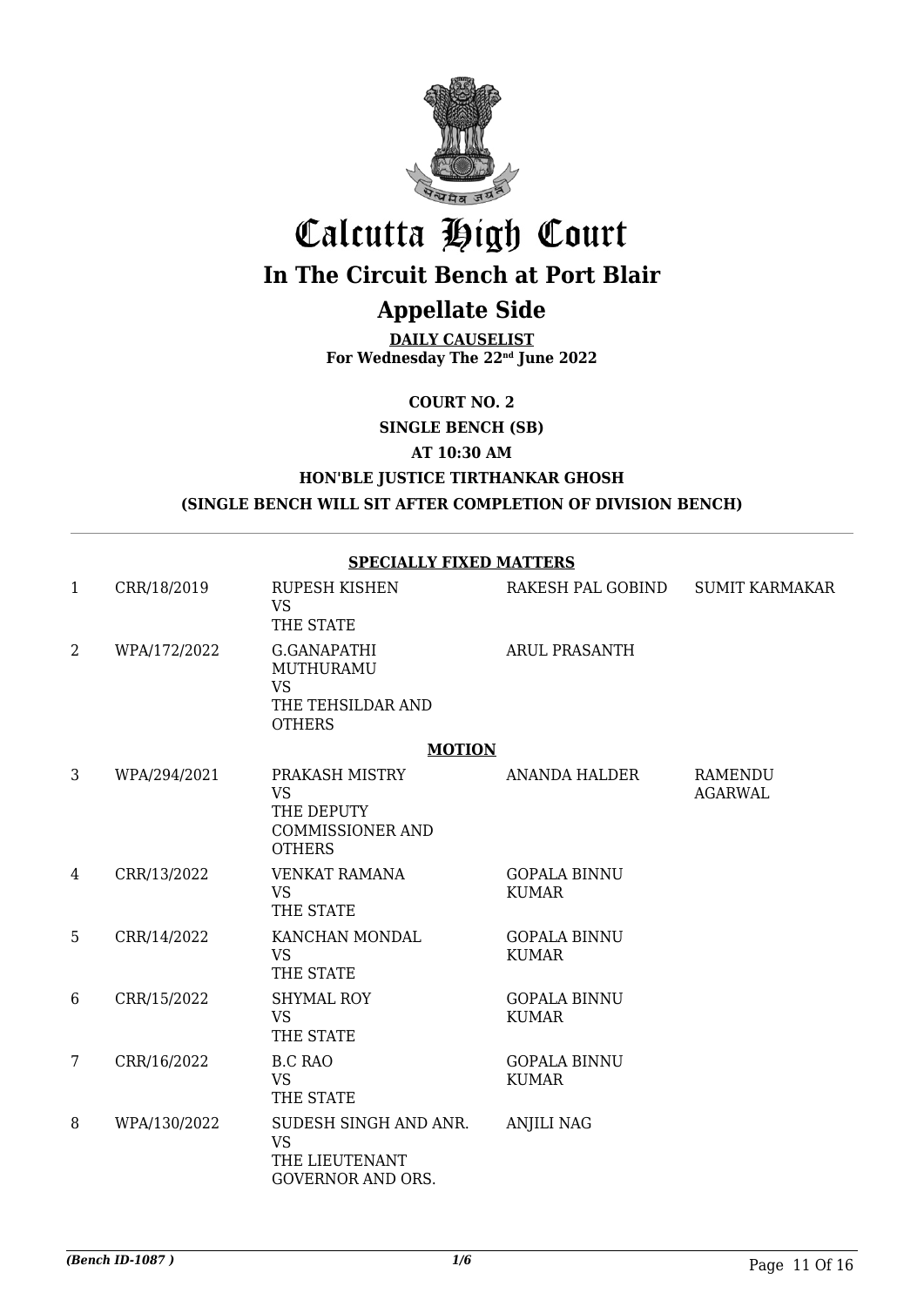# Calcutta High Court

## In The Circuit Bench at Port Blair

## Appellate Side

**DAILY CAUSELIST**
**For Wednesday The 22nd June 2022**

**COURT NO. 2**

**SINGLE BENCH (SB)**

**AT 10:30 AM**

**HON'BLE JUSTICE TIRTHANKAR GHOSH**

**(SINGLE BENCH WILL SIT AFTER COMPLETION OF DIVISION BENCH)**

---

**SPECIALLY FIXED MATTERS**

| | | | | |
|---|---|---|---|---|
| 1 | CRR/18/2019 | RUPESH KISHEN<br>VS<br>THE STATE | RAKESH PAL GOBIND | SUMIT KARMAKAR |
| 2 | WPA/172/2022 | G.GANAPATHI MUTHURAMU<br>VS<br>THE TEHSILDAR AND OTHERS | ARUL PRASANTH | |

**MOTION**

| | | | | |
|---|---|---|---|---|
| 3 | WPA/294/2021 | PRAKASH MISTRY<br>VS<br>THE DEPUTY COMMISSIONER AND OTHERS | ANANDA HALDER | RAMENDU AGARWAL |
| 4 | CRR/13/2022 | VENKAT RAMANA<br>VS<br>THE STATE | GOPALA BINNU KUMAR | |
| 5 | CRR/14/2022 | KANCHAN MONDAL<br>VS<br>THE STATE | GOPALA BINNU KUMAR | |
| 6 | CRR/15/2022 | SHYMAL ROY<br>VS<br>THE STATE | GOPALA BINNU KUMAR | |
| 7 | CRR/16/2022 | B.C RAO<br>VS<br>THE STATE | GOPALA BINNU KUMAR | |
| 8 | WPA/130/2022 | SUDESH SINGH AND ANR.<br>VS<br>THE LIEUTENANT GOVERNOR AND ORS. | ANJILI NAG | |

*(Bench ID-1087 )* 1/6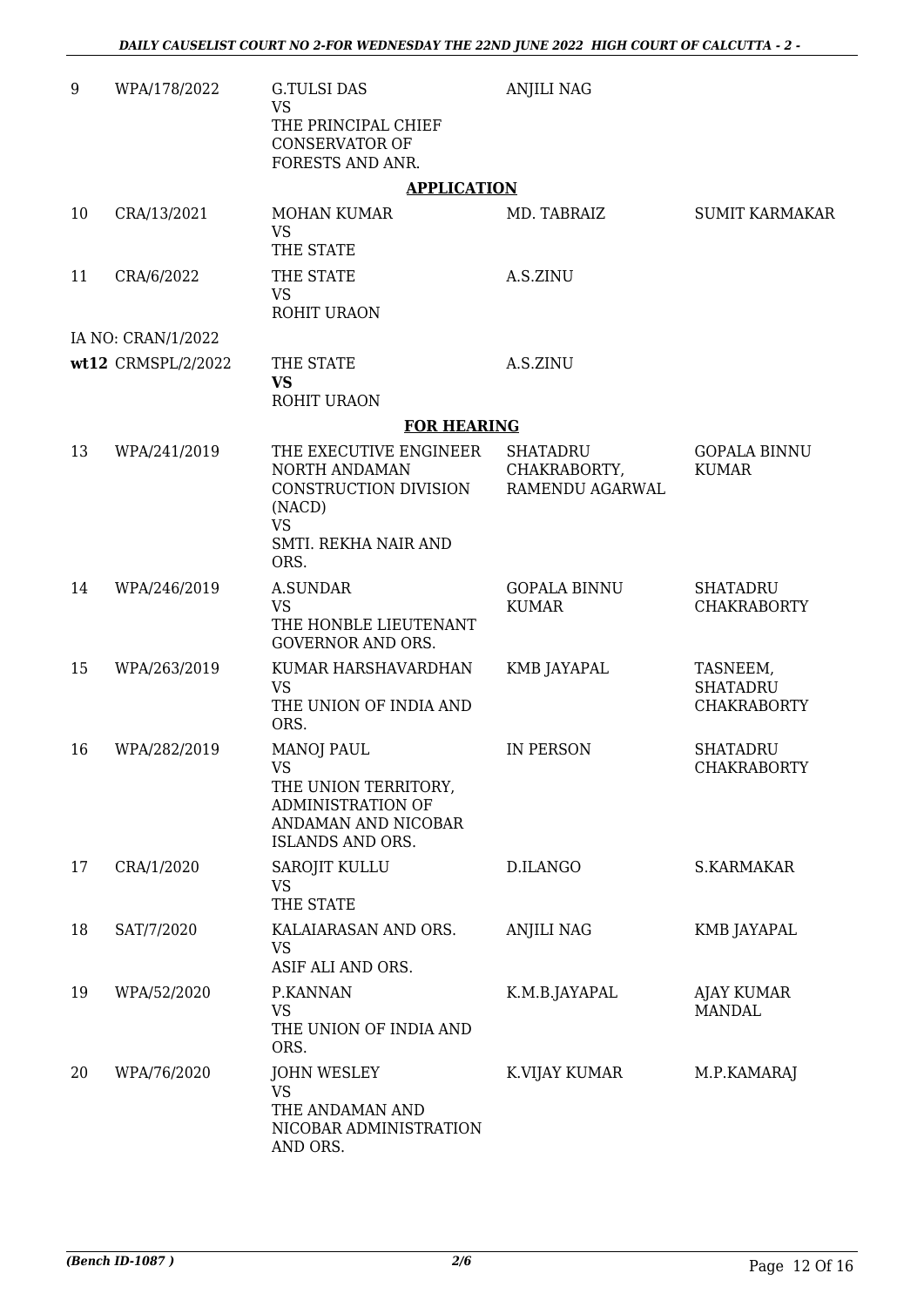| | | | | |
|---|---|---|---|---|
| 9 | WPA/178/2022 | G.TULSI DAS<br>VS<br>THE PRINCIPAL CHIEF CONSERVATOR OF FORESTS AND ANR. | ANJILI NAG | |

**APPLICATION**

| | | | | |
|---|---|---|---|---|
| 10 | CRA/13/2021 | MOHAN KUMAR<br>VS<br>THE STATE | MD. TABRAIZ | SUMIT KARMAKAR |
| 11 | CRA/6/2022 | THE STATE<br>VS<br>ROHIT URAON | A.S.ZINU | |
| IA NO: CRAN/1/2022 | | | | |
| **wt12** | CRMSPL/2/2022 | THE STATE<br>**VS**<br>ROHIT URAON | A.S.ZINU | |

**FOR HEARING**

| | | | | |
|---|---|---|---|---|
| 13 | WPA/241/2019 | THE EXECUTIVE ENGINEER NORTH ANDAMAN CONSTRUCTION DIVISION (NACD)<br>VS<br>SMTI. REKHA NAIR AND ORS. | SHATADRU CHAKRABORTY, RAMENDU AGARWAL | GOPALA BINNU KUMAR |
| 14 | WPA/246/2019 | A.SUNDAR<br>VS<br>THE HONBLE LIEUTENANT GOVERNOR AND ORS. | GOPALA BINNU KUMAR | SHATADRU CHAKRABORTY |
| 15 | WPA/263/2019 | KUMAR HARSHAVARDHAN<br>VS<br>THE UNION OF INDIA AND ORS. | KMB JAYAPAL | TASNEEM, SHATADRU CHAKRABORTY |
| 16 | WPA/282/2019 | MANOJ PAUL<br>VS<br>THE UNION TERRITORY, ADMINISTRATION OF ANDAMAN AND NICOBAR ISLANDS AND ORS. | IN PERSON | SHATADRU CHAKRABORTY |
| 17 | CRA/1/2020 | SAROJIT KULLU<br>VS<br>THE STATE | D.ILANGO | S.KARMAKAR |
| 18 | SAT/7/2020 | KALAIARASAN AND ORS.<br>VS<br>ASIF ALI AND ORS. | ANJILI NAG | KMB JAYAPAL |
| 19 | WPA/52/2020 | P.KANNAN<br>VS<br>THE UNION OF INDIA AND ORS. | K.M.B.JAYAPAL | AJAY KUMAR MANDAL |
| 20 | WPA/76/2020 | JOHN WESLEY<br>VS<br>THE ANDAMAN AND NICOBAR ADMINISTRATION AND ORS. | K.VIJAY KUMAR | M.P.KAMARAJ |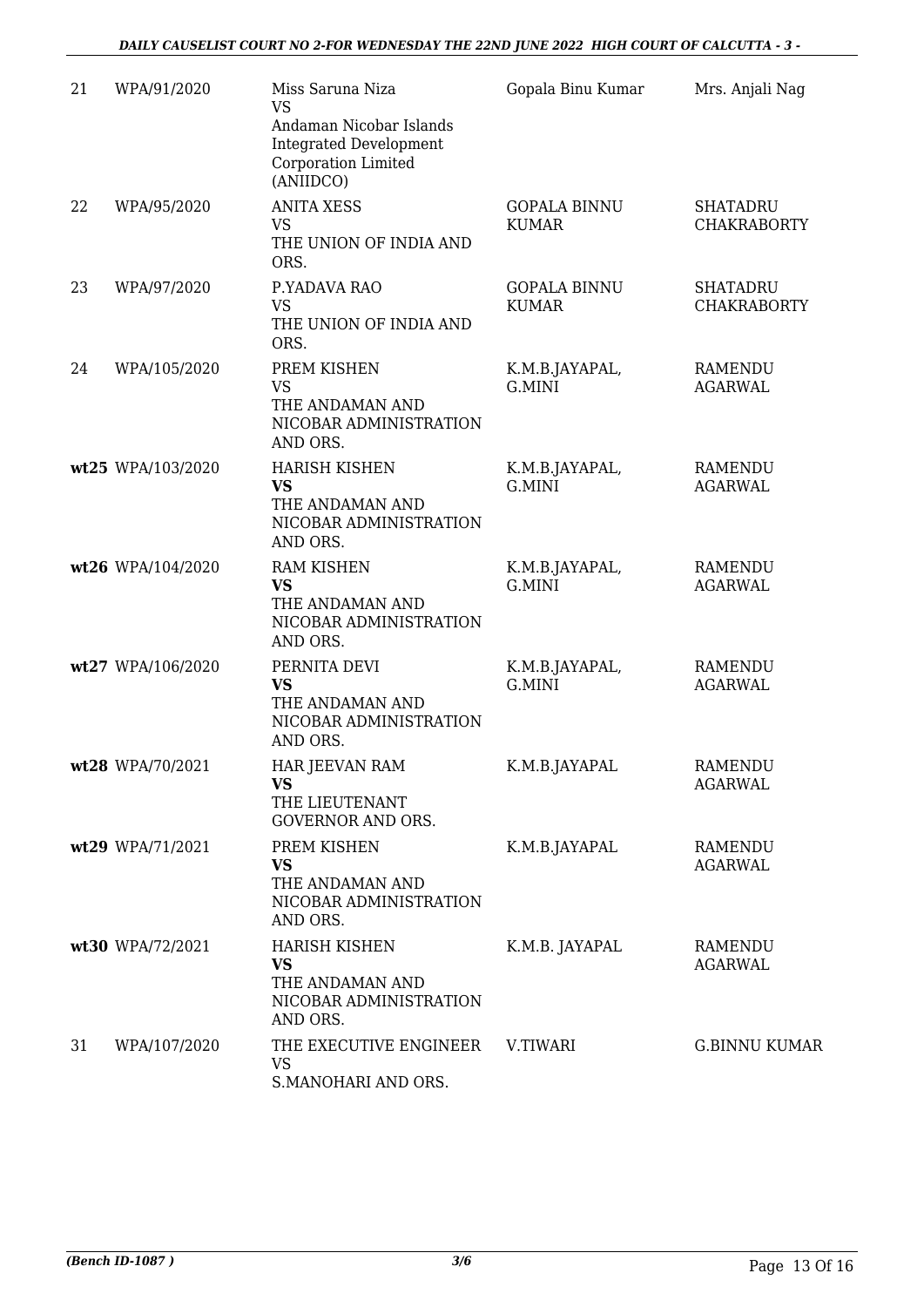| 21 | WPA/91/2020 | Miss Saruna Niza<br>VS<br>Andaman Nicobar Islands Integrated Development Corporation Limited (ANIIDCO) | Gopala Binu Kumar | Mrs. Anjali Nag |
|---|---|---|---|---|
| 22 | WPA/95/2020 | ANITA XESS<br>VS<br>THE UNION OF INDIA AND ORS. | GOPALA BINNU KUMAR | SHATADRU CHAKRABORTY |
| 23 | WPA/97/2020 | P.YADAVA RAO<br>VS<br>THE UNION OF INDIA AND ORS. | GOPALA BINNU KUMAR | SHATADRU CHAKRABORTY |
| 24 | WPA/105/2020 | PREM KISHEN<br>VS<br>THE ANDAMAN AND NICOBAR ADMINISTRATION AND ORS. | K.M.B.JAYAPAL, G.MINI | RAMENDU AGARWAL |
| **wt25** | WPA/103/2020 | HARISH KISHEN<br>**VS**<br>THE ANDAMAN AND NICOBAR ADMINISTRATION AND ORS. | K.M.B.JAYAPAL, G.MINI | RAMENDU AGARWAL |
| **wt26** | WPA/104/2020 | RAM KISHEN<br>**VS**<br>THE ANDAMAN AND NICOBAR ADMINISTRATION AND ORS. | K.M.B.JAYAPAL, G.MINI | RAMENDU AGARWAL |
| **wt27** | WPA/106/2020 | PERNITA DEVI<br>**VS**<br>THE ANDAMAN AND NICOBAR ADMINISTRATION AND ORS. | K.M.B.JAYAPAL, G.MINI | RAMENDU AGARWAL |
| **wt28** | WPA/70/2021 | HAR JEEVAN RAM<br>**VS**<br>THE LIEUTENANT GOVERNOR AND ORS. | K.M.B.JAYAPAL | RAMENDU AGARWAL |
| **wt29** | WPA/71/2021 | PREM KISHEN<br>**VS**<br>THE ANDAMAN AND NICOBAR ADMINISTRATION AND ORS. | K.M.B.JAYAPAL | RAMENDU AGARWAL |
| **wt30** | WPA/72/2021 | HARISH KISHEN<br>**VS**<br>THE ANDAMAN AND NICOBAR ADMINISTRATION AND ORS. | K.M.B. JAYAPAL | RAMENDU AGARWAL |
| 31 | WPA/107/2020 | THE EXECUTIVE ENGINEER<br>VS<br>S.MANOHARI AND ORS. | V.TIWARI | G.BINNU KUMAR |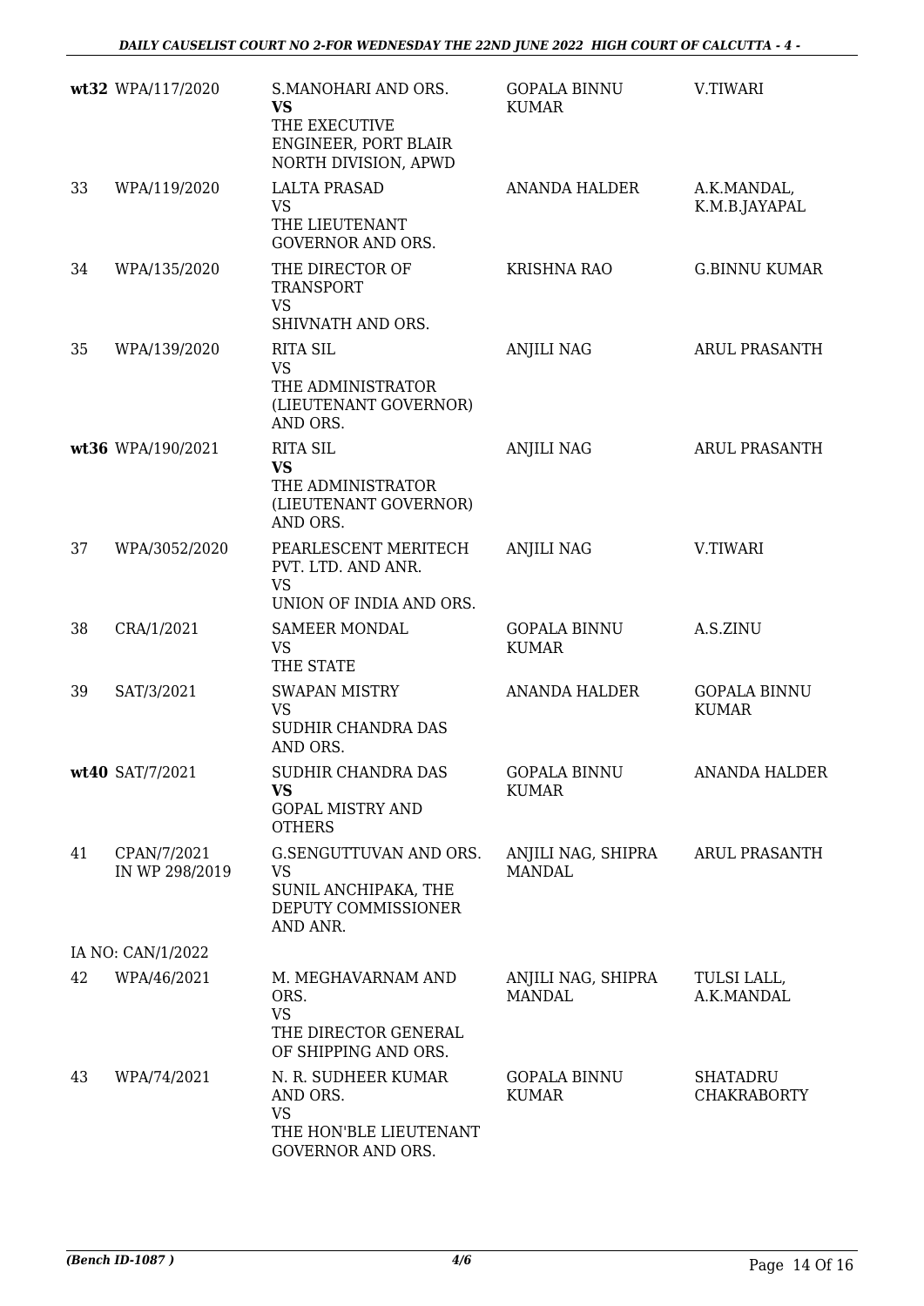| | | | | |
|---|---|---|---|---|
| wt32 | WPA/117/2020 | S.MANOHARI AND ORS.<br>**VS**<br>THE EXECUTIVE ENGINEER, PORT BLAIR NORTH DIVISION, APWD | GOPALA BINNU KUMAR | V.TIWARI |
| 33 | WPA/119/2020 | LALTA PRASAD<br>VS<br>THE LIEUTENANT GOVERNOR AND ORS. | ANANDA HALDER | A.K.MANDAL, K.M.B.JAYAPAL |
| 34 | WPA/135/2020 | THE DIRECTOR OF TRANSPORT<br>VS<br>SHIVNATH AND ORS. | KRISHNA RAO | G.BINNU KUMAR |
| 35 | WPA/139/2020 | RITA SIL<br>VS<br>THE ADMINISTRATOR (LIEUTENANT GOVERNOR) AND ORS. | ANJILI NAG | ARUL PRASANTH |
| wt36 | WPA/190/2021 | RITA SIL<br>**VS**<br>THE ADMINISTRATOR (LIEUTENANT GOVERNOR) AND ORS. | ANJILI NAG | ARUL PRASANTH |
| 37 | WPA/3052/2020 | PEARLESCENT MERITECH PVT. LTD. AND ANR.<br>VS<br>UNION OF INDIA AND ORS. | ANJILI NAG | V.TIWARI |
| 38 | CRA/1/2021 | SAMEER MONDAL<br>VS<br>THE STATE | GOPALA BINNU KUMAR | A.S.ZINU |
| 39 | SAT/3/2021 | SWAPAN MISTRY<br>VS<br>SUDHIR CHANDRA DAS AND ORS. | ANANDA HALDER | GOPALA BINNU KUMAR |
| wt40 | SAT/7/2021 | SUDHIR CHANDRA DAS<br>**VS**<br>GOPAL MISTRY AND OTHERS | GOPALA BINNU KUMAR | ANANDA HALDER |
| 41 | CPAN/7/2021 IN WP 298/2019 | G.SENGUTTUVAN AND ORS.<br>VS<br>SUNIL ANCHIPAKA, THE DEPUTY COMMISSIONER AND ANR. | ANJILI NAG, SHIPRA MANDAL | ARUL PRASANTH |
| IA NO: CAN/1/2022 | | | | |
| 42 | WPA/46/2021 | M. MEGHAVARNAM AND ORS.<br>VS<br>THE DIRECTOR GENERAL OF SHIPPING AND ORS. | ANJILI NAG, SHIPRA MANDAL | TULSI LALL, A.K.MANDAL |
| 43 | WPA/74/2021 | N. R. SUDHEER KUMAR AND ORS.<br>VS<br>THE HON'BLE LIEUTENANT GOVERNOR AND ORS. | GOPALA BINNU KUMAR | SHATADRU CHAKRABORTY |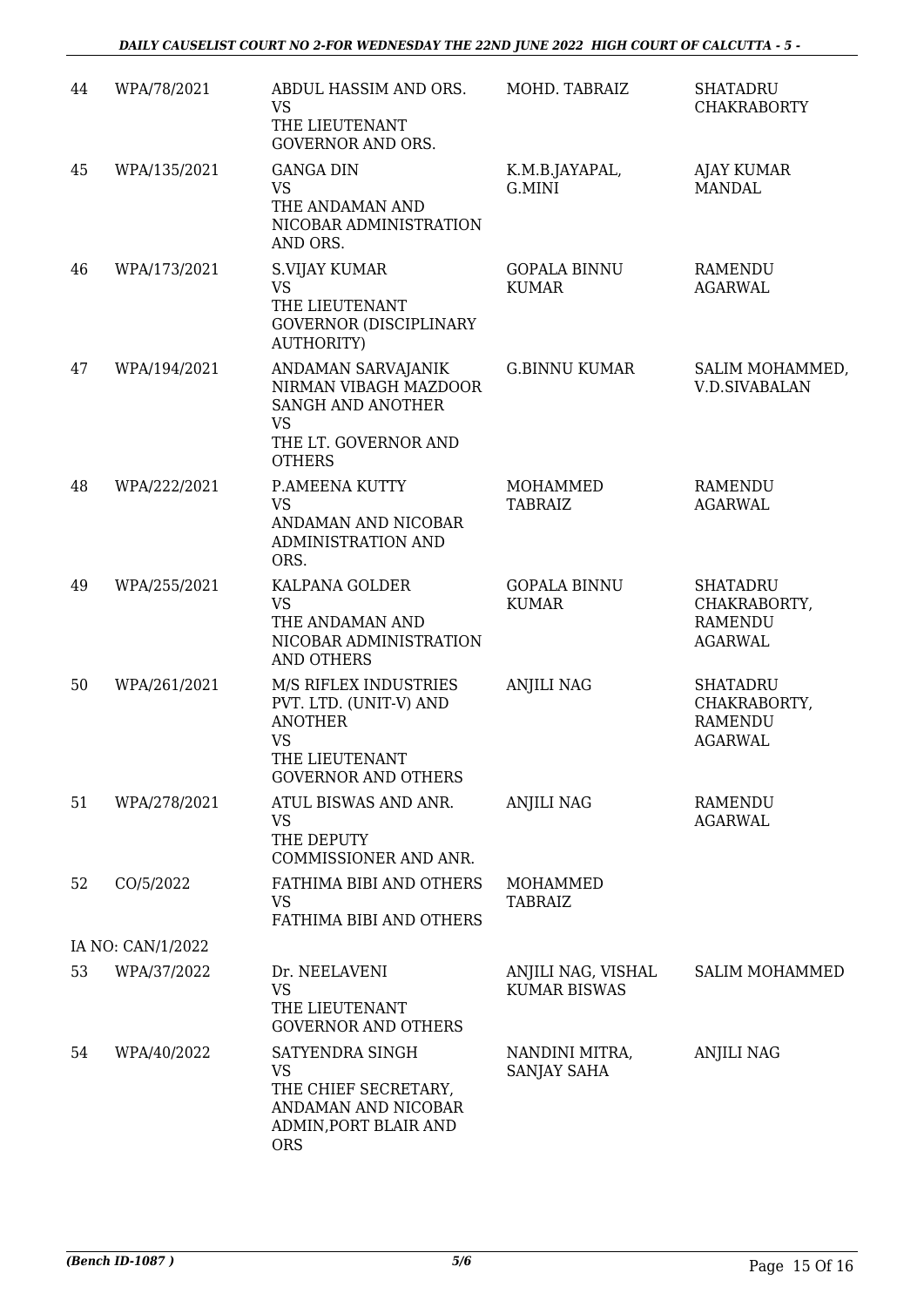| 44 | WPA/78/2021 | ABDUL HASSIM AND ORS. VS THE LIEUTENANT GOVERNOR AND ORS. | MOHD. TABRAIZ | SHATADRU CHAKRABORTY |
|---|---|---|---|---|
| 45 | WPA/135/2021 | GANGA DIN VS THE ANDAMAN AND NICOBAR ADMINISTRATION AND ORS. | K.M.B.JAYAPAL, G.MINI | AJAY KUMAR MANDAL |
| 46 | WPA/173/2021 | S.VIJAY KUMAR VS THE LIEUTENANT GOVERNOR (DISCIPLINARY AUTHORITY) | GOPALA BINNU KUMAR | RAMENDU AGARWAL |
| 47 | WPA/194/2021 | ANDAMAN SARVAJANIK NIRMAN VIBAGH MAZDOOR SANGH AND ANOTHER VS THE LT. GOVERNOR AND OTHERS | G.BINNU KUMAR | SALIM MOHAMMED, V.D.SIVABALAN |
| 48 | WPA/222/2021 | P.AMEENA KUTTY VS ANDAMAN AND NICOBAR ADMINISTRATION AND ORS. | MOHAMMED TABRAIZ | RAMENDU AGARWAL |
| 49 | WPA/255/2021 | KALPANA GOLDER VS THE ANDAMAN AND NICOBAR ADMINISTRATION AND OTHERS | GOPALA BINNU KUMAR | SHATADRU CHAKRABORTY, RAMENDU AGARWAL |
| 50 | WPA/261/2021 | M/S RIFLEX INDUSTRIES PVT. LTD. (UNIT-V) AND ANOTHER VS THE LIEUTENANT GOVERNOR AND OTHERS | ANJILI NAG | SHATADRU CHAKRABORTY, RAMENDU AGARWAL |
| 51 | WPA/278/2021 | ATUL BISWAS AND ANR. VS THE DEPUTY COMMISSIONER AND ANR. | ANJILI NAG | RAMENDU AGARWAL |
| 52 | CO/5/2022 | FATHIMA BIBI AND OTHERS VS FATHIMA BIBI AND OTHERS | MOHAMMED TABRAIZ | |
| | IA NO: CAN/1/2022 | | | |
| 53 | WPA/37/2022 | Dr. NEELAVENI VS THE LIEUTENANT GOVERNOR AND OTHERS | ANJILI NAG, VISHAL KUMAR BISWAS | SALIM MOHAMMED |
| 54 | WPA/40/2022 | SATYENDRA SINGH VS THE CHIEF SECRETARY, ANDAMAN AND NICOBAR ADMIN,PORT BLAIR AND ORS | NANDINI MITRA, SANJAY SAHA | ANJILI NAG |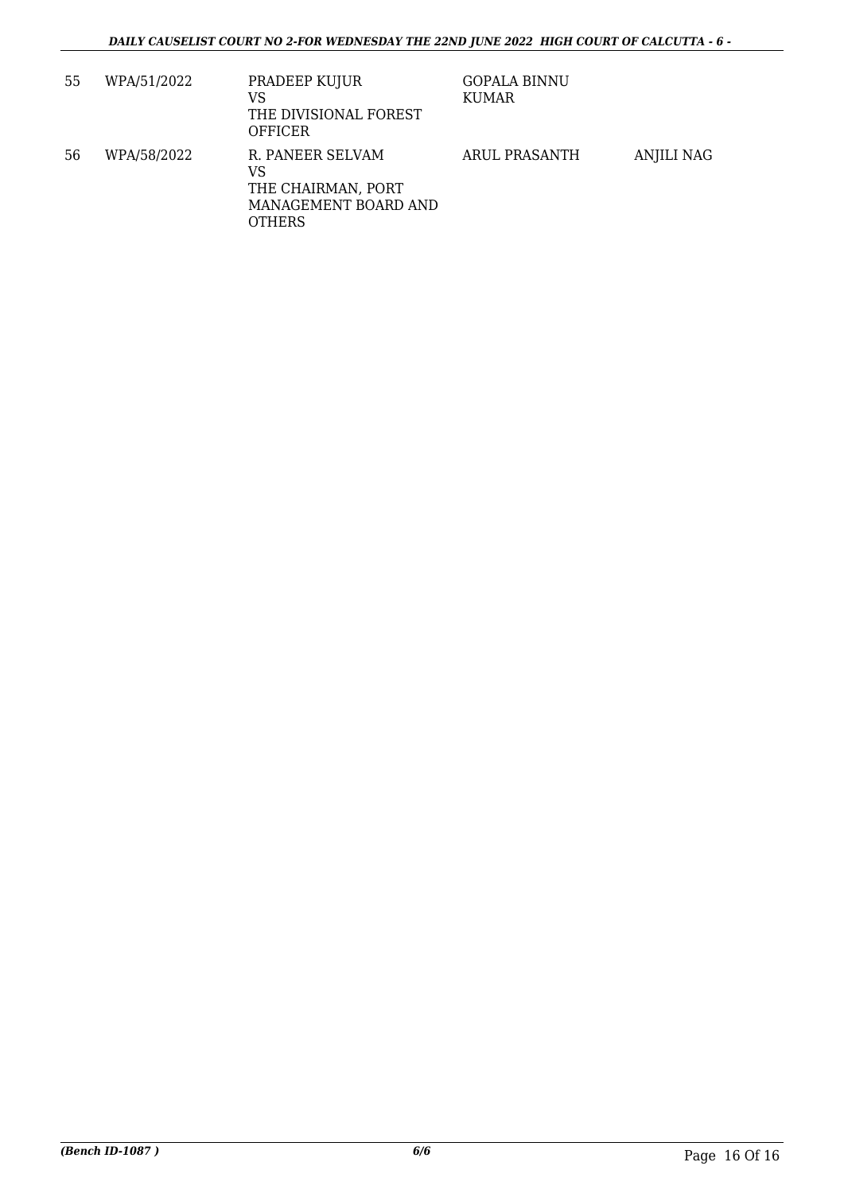| | | | | |
|---|---|---|---|---|
| 55 | WPA/51/2022 | PRADEEP KUJUR<br>VS<br>THE DIVISIONAL FOREST OFFICER | GOPALA BINNU KUMAR | |
| 56 | WPA/58/2022 | R. PANEER SELVAM<br>VS<br>THE CHAIRMAN, PORT MANAGEMENT BOARD AND OTHERS | ARUL PRASANTH | ANJILI NAG |

*(Bench ID-1087 )* ***6/6***